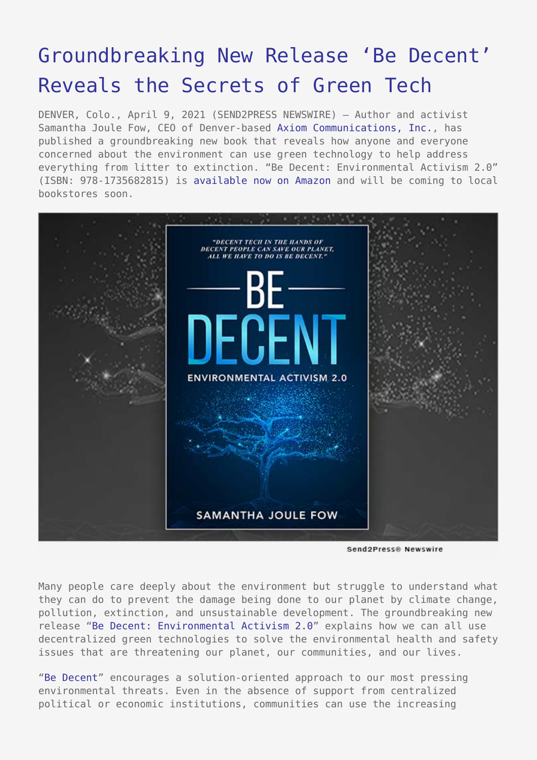# Groundbreaking New Release 'Be Decent' Reveals the Secrets of Green Tech

DENVER, Colo., April 9, 2021 (SEND2PRESS NEWSWIRE) — Author and activist Samantha Joule Fow, CEO of Denver-based Axiom Communications, Inc., has published a groundbreaking new book that reveals how anyone and everyone concerned about the environment can use green technology to help address everything from litter to extinction. "Be Decent: Environmental Activism 2.0" (ISBN: 978-1735682815) is available now on Amazon and will be coming to local bookstores soon.

Many people care deeply about the environment but struggle to understand what they can do to prevent the damage being done to our planet by climate change, pollution, extinction, and unsustainable development. The groundbreaking new release "Be Decent: Environmental Activism 2.0" explains how we can all use decentralized green technologies to solve the environmental health and safety issues that are threatening our planet, our communities, and our lives.

"Be Decent" encourages a solution-oriented approach to our most pressing environmental threats. Even in the absence of support from centralized political or economic institutions, communities can use the increasing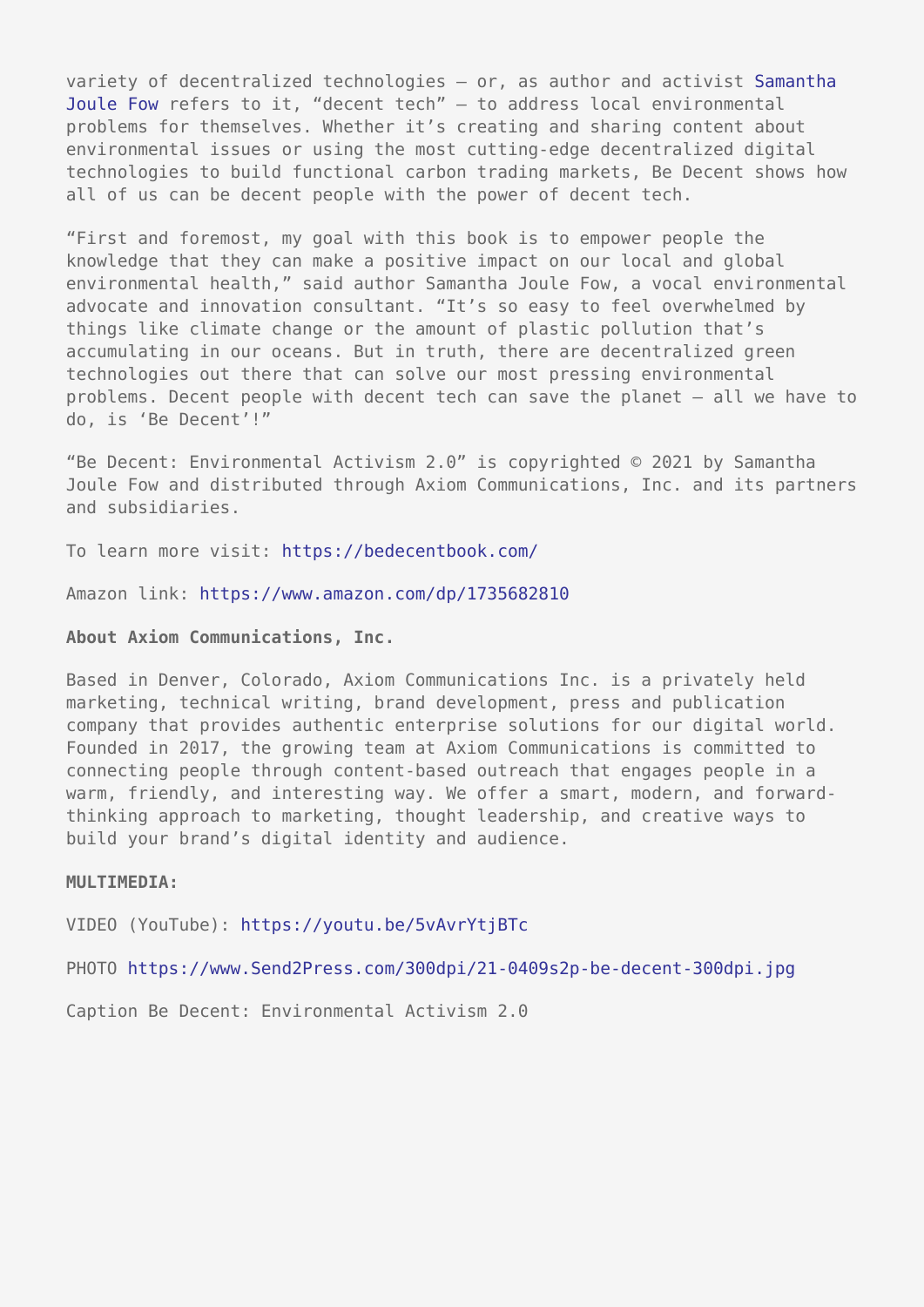variety of decentralized technologies – or, as author and activist Samantha Joule Fow refers to it, "decent tech" – to address local environmental problems for themselves. Whether it's creating and sharing content about environmental issues or using the most cutting-edge decentralized digital technologies to build functional carbon trading markets, Be Decent shows how all of us can be decent people with the power of decent tech.

"First and foremost, my goal with this book is to empower people the knowledge that they can make a positive impact on our local and global environmental health," said author Samantha Joule Fow, a vocal environmental advocate and innovation consultant. "It's so easy to feel overwhelmed by things like climate change or the amount of plastic pollution that's accumulating in our oceans. But in truth, there are decentralized green technologies out there that can solve our most pressing environmental problems. Decent people with decent tech can save the planet – all we have to do, is 'Be Decent'!"

"Be Decent: Environmental Activism 2.0" is copyrighted © 2021 by Samantha Joule Fow and distributed through Axiom Communications, Inc. and its partners and subsidiaries.

To learn more visit: https://bedecentbook.com/

Amazon link: https://www.amazon.com/dp/1735682810

**About Axiom Communications, Inc.**

Based in Denver, Colorado, Axiom Communications Inc. is a privately held marketing, technical writing, brand development, press and publication company that provides authentic enterprise solutions for our digital world. Founded in 2017, the growing team at Axiom Communications is committed to connecting people through content-based outreach that engages people in a warm, friendly, and interesting way. We offer a smart, modern, and forward-thinking approach to marketing, thought leadership, and creative ways to build your brand's digital identity and audience.

**MULTIMEDIA:**

VIDEO (YouTube): https://youtu.be/5vAvrYtjBTc

PHOTO https://www.Send2Press.com/300dpi/21-0409s2p-be-decent-300dpi.jpg

Caption Be Decent: Environmental Activism 2.0